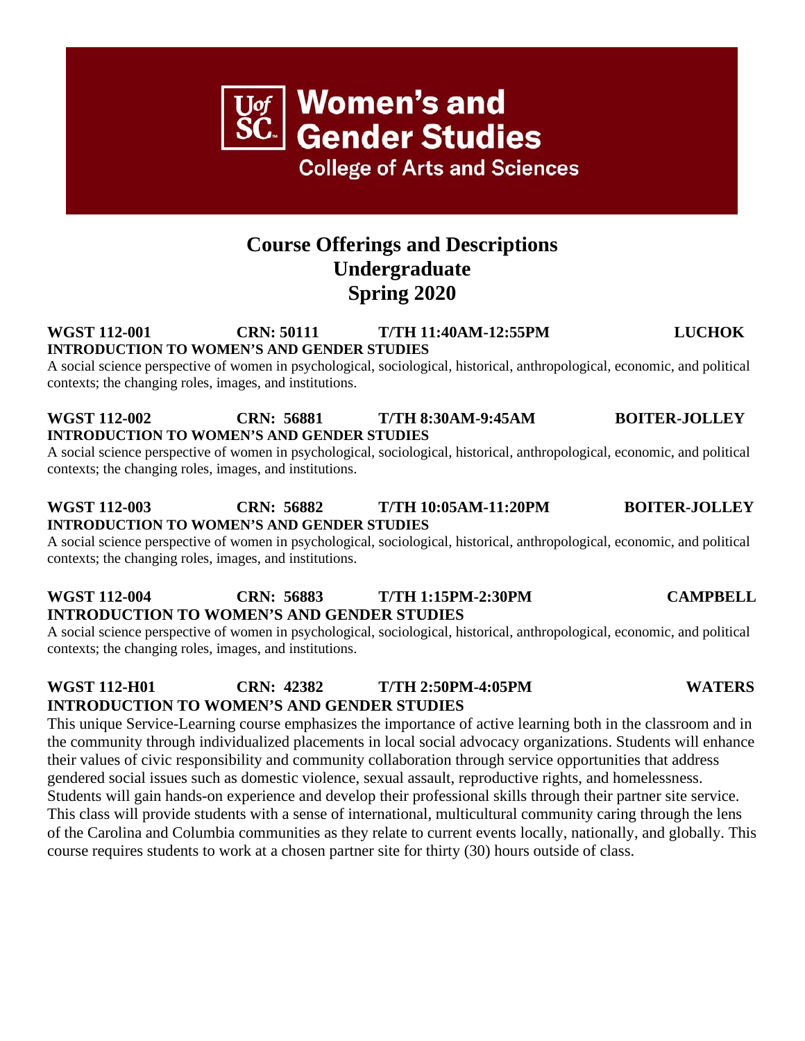**UofSC Women's and Gender Studies**
**College of Arts and Sciences**

# Course Offerings and Descriptions
# Undergraduate
# Spring 2020

**WGST 112-001 CRN: 50111 T/TH 11:40AM-12:55PM LUCHOK**
**INTRODUCTION TO WOMEN'S AND GENDER STUDIES**
A social science perspective of women in psychological, sociological, historical, anthropological, economic, and political contexts; the changing roles, images, and institutions.

**WGST 112-002 CRN: 56881 T/TH 8:30AM-9:45AM BOITER-JOLLEY**
**INTRODUCTION TO WOMEN'S AND GENDER STUDIES**
A social science perspective of women in psychological, sociological, historical, anthropological, economic, and political contexts; the changing roles, images, and institutions.

**WGST 112-003 CRN: 56882 T/TH 10:05AM-11:20PM BOITER-JOLLEY**
**INTRODUCTION TO WOMEN'S AND GENDER STUDIES**
A social science perspective of women in psychological, sociological, historical, anthropological, economic, and political contexts; the changing roles, images, and institutions.

**WGST 112-004 CRN: 56883 T/TH 1:15PM-2:30PM CAMPBELL**
**INTRODUCTION TO WOMEN'S AND GENDER STUDIES**
A social science perspective of women in psychological, sociological, historical, anthropological, economic, and political contexts; the changing roles, images, and institutions.

**WGST 112-H01 CRN: 42382 T/TH 2:50PM-4:05PM WATERS**
**INTRODUCTION TO WOMEN'S AND GENDER STUDIES**
This unique Service-Learning course emphasizes the importance of active learning both in the classroom and in the community through individualized placements in local social advocacy organizations. Students will enhance their values of civic responsibility and community collaboration through service opportunities that address gendered social issues such as domestic violence, sexual assault, reproductive rights, and homelessness. Students will gain hands-on experience and develop their professional skills through their partner site service. This class will provide students with a sense of international, multicultural community caring through the lens of the Carolina and Columbia communities as they relate to current events locally, nationally, and globally. This course requires students to work at a chosen partner site for thirty (30) hours outside of class.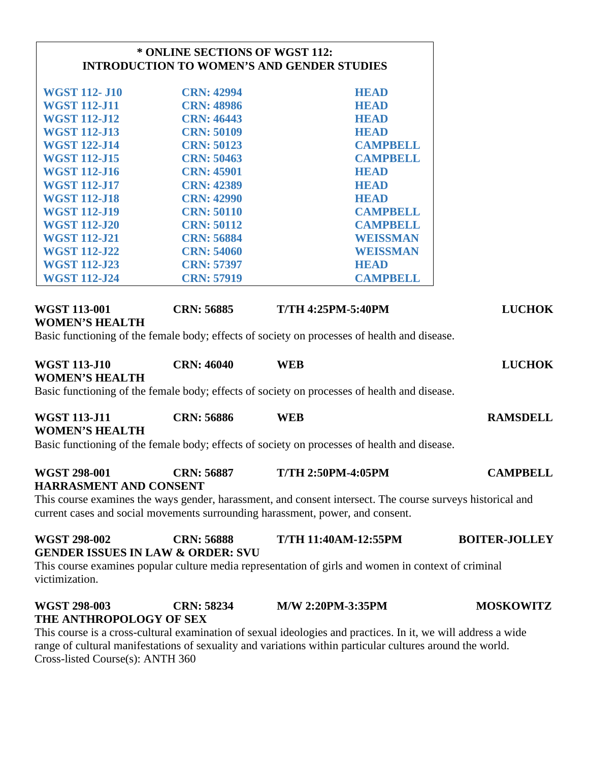**\* ONLINE SECTIONS OF WGST 112: INTRODUCTION TO WOMEN'S AND GENDER STUDIES**

| Section | CRN | Instructor |
|---|---|---|
| WGST 112- J10 | CRN: 42994 | HEAD |
| WGST 112-J11 | CRN: 48986 | HEAD |
| WGST 112-J12 | CRN: 46443 | HEAD |
| WGST 112-J13 | CRN: 50109 | HEAD |
| WGST 122-J14 | CRN: 50123 | CAMPBELL |
| WGST 112-J15 | CRN: 50463 | CAMPBELL |
| WGST 112-J16 | CRN: 45901 | HEAD |
| WGST 112-J17 | CRN: 42389 | HEAD |
| WGST 112-J18 | CRN: 42990 | HEAD |
| WGST 112-J19 | CRN: 50110 | CAMPBELL |
| WGST 112-J20 | CRN: 50112 | CAMPBELL |
| WGST 112-J21 | CRN: 56884 | WEISSMAN |
| WGST 112-J22 | CRN: 54060 | WEISSMAN |
| WGST 112-J23 | CRN: 57397 | HEAD |
| WGST 112-J24 | CRN: 57919 | CAMPBELL |

**WGST 113-001 CRN: 56885 T/TH 4:25PM-5:40PM LUCHOK**
**WOMEN'S HEALTH**
Basic functioning of the female body; effects of society on processes of health and disease.

**WGST 113-J10 CRN: 46040 WEB LUCHOK**
**WOMEN'S HEALTH**
Basic functioning of the female body; effects of society on processes of health and disease.

**WGST 113-J11 CRN: 56886 WEB RAMSDELL**
**WOMEN'S HEALTH**
Basic functioning of the female body; effects of society on processes of health and disease.

**WGST 298-001 CRN: 56887 T/TH 2:50PM-4:05PM CAMPBELL**
**HARRASMENT AND CONSENT**
This course examines the ways gender, harassment, and consent intersect. The course surveys historical and current cases and social movements surrounding harassment, power, and consent.

**WGST 298-002 CRN: 56888 T/TH 11:40AM-12:55PM BOITER-JOLLEY**
**GENDER ISSUES IN LAW & ORDER: SVU**
This course examines popular culture media representation of girls and women in context of criminal victimization.

**WGST 298-003 CRN: 58234 M/W 2:20PM-3:35PM MOSKOWITZ**
**THE ANTHROPOLOGY OF SEX**
This course is a cross-cultural examination of sexual ideologies and practices. In it, we will address a wide range of cultural manifestations of sexuality and variations within particular cultures around the world.
Cross-listed Course(s): ANTH 360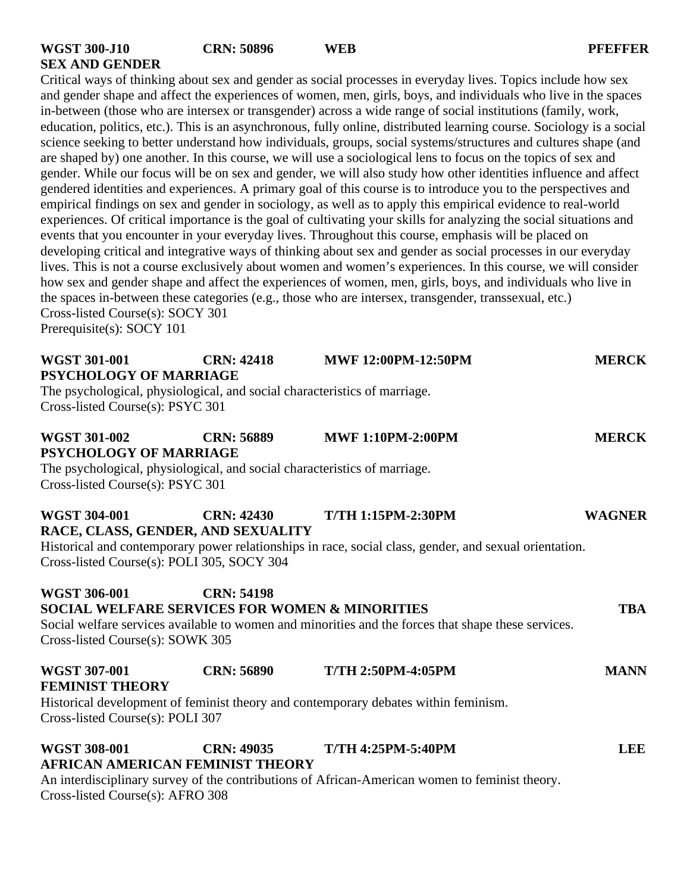**WGST 300-J10 CRN: 50896 WEB PFEFFER**
**SEX AND GENDER**

Critical ways of thinking about sex and gender as social processes in everyday lives. Topics include how sex and gender shape and affect the experiences of women, men, girls, boys, and individuals who live in the spaces in-between (those who are intersex or transgender) across a wide range of social institutions (family, work, education, politics, etc.). This is an asynchronous, fully online, distributed learning course. Sociology is a social science seeking to better understand how individuals, groups, social systems/structures and cultures shape (and are shaped by) one another. In this course, we will use a sociological lens to focus on the topics of sex and gender. While our focus will be on sex and gender, we will also study how other identities influence and affect gendered identities and experiences. A primary goal of this course is to introduce you to the perspectives and empirical findings on sex and gender in sociology, as well as to apply this empirical evidence to real-world experiences. Of critical importance is the goal of cultivating your skills for analyzing the social situations and events that you encounter in your everyday lives. Throughout this course, emphasis will be placed on developing critical and integrative ways of thinking about sex and gender as social processes in our everyday lives. This is not a course exclusively about women and women's experiences. In this course, we will consider how sex and gender shape and affect the experiences of women, men, girls, boys, and individuals who live in the spaces in-between these categories (e.g., those who are intersex, transgender, transsexual, etc.)
Cross-listed Course(s): SOCY 301
Prerequisite(s): SOCY 101

**WGST 301-001 CRN: 42418 MWF 12:00PM-12:50PM MERCK**
**PSYCHOLOGY OF MARRIAGE**

The psychological, physiological, and social characteristics of marriage.
Cross-listed Course(s): PSYC 301

**WGST 301-002 CRN: 56889 MWF 1:10PM-2:00PM MERCK**
**PSYCHOLOGY OF MARRIAGE**

The psychological, physiological, and social characteristics of marriage.
Cross-listed Course(s): PSYC 301

**WGST 304-001 CRN: 42430 T/TH 1:15PM-2:30PM WAGNER**
**RACE, CLASS, GENDER, AND SEXUALITY**

Historical and contemporary power relationships in race, social class, gender, and sexual orientation.
Cross-listed Course(s): POLI 305, SOCY 304

**WGST 306-001 CRN: 54198**
**SOCIAL WELFARE SERVICES FOR WOMEN & MINORITIES TBA**

Social welfare services available to women and minorities and the forces that shape these services.
Cross-listed Course(s): SOWK 305

**WGST 307-001 CRN: 56890 T/TH 2:50PM-4:05PM MANN**
**FEMINIST THEORY**

Historical development of feminist theory and contemporary debates within feminism.
Cross-listed Course(s): POLI 307

**WGST 308-001 CRN: 49035 T/TH 4:25PM-5:40PM LEE**
**AFRICAN AMERICAN FEMINIST THEORY**

An interdisciplinary survey of the contributions of African-American women to feminist theory.
Cross-listed Course(s): AFRO 308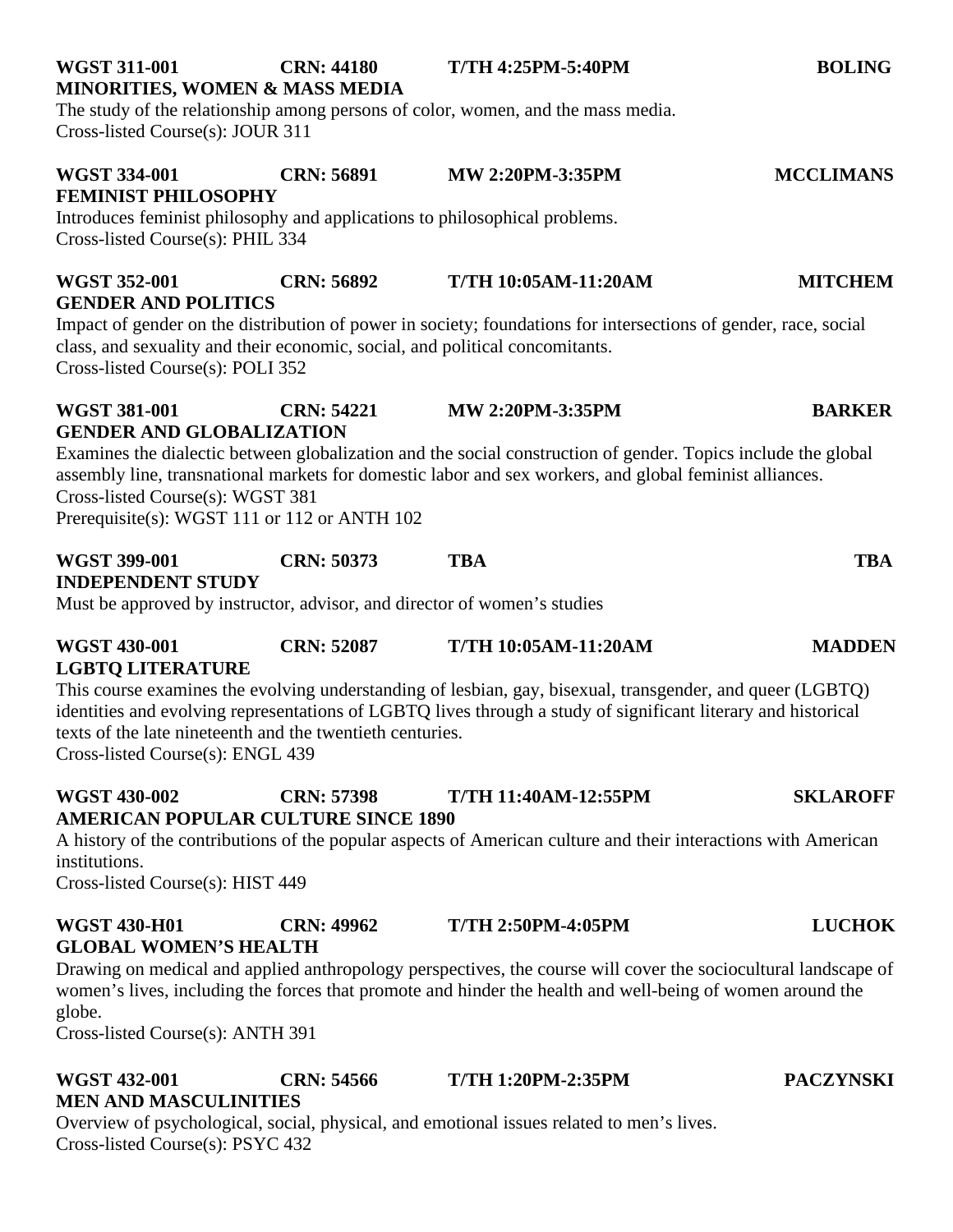**WGST 311-001 CRN: 44180 T/TH 4:25PM-5:40PM BOLING**
**MINORITIES, WOMEN & MASS MEDIA**
The study of the relationship among persons of color, women, and the mass media.
Cross-listed Course(s): JOUR 311

**WGST 334-001 CRN: 56891 MW 2:20PM-3:35PM MCCLIMANS**
**FEMINIST PHILOSOPHY**
Introduces feminist philosophy and applications to philosophical problems.
Cross-listed Course(s): PHIL 334

**WGST 352-001 CRN: 56892 T/TH 10:05AM-11:20AM MITCHEM**
**GENDER AND POLITICS**
Impact of gender on the distribution of power in society; foundations for intersections of gender, race, social class, and sexuality and their economic, social, and political concomitants.
Cross-listed Course(s): POLI 352

**WGST 381-001 CRN: 54221 MW 2:20PM-3:35PM BARKER**
**GENDER AND GLOBALIZATION**
Examines the dialectic between globalization and the social construction of gender. Topics include the global assembly line, transnational markets for domestic labor and sex workers, and global feminist alliances.
Cross-listed Course(s): WGST 381
Prerequisite(s): WGST 111 or 112 or ANTH 102

**WGST 399-001 CRN: 50373 TBA TBA**
**INDEPENDENT STUDY**
Must be approved by instructor, advisor, and director of women's studies

**WGST 430-001 CRN: 52087 T/TH 10:05AM-11:20AM MADDEN**
**LGBTQ LITERATURE**
This course examines the evolving understanding of lesbian, gay, bisexual, transgender, and queer (LGBTQ) identities and evolving representations of LGBTQ lives through a study of significant literary and historical texts of the late nineteenth and the twentieth centuries.
Cross-listed Course(s): ENGL 439

**WGST 430-002 CRN: 57398 T/TH 11:40AM-12:55PM SKLAROFF**
**AMERICAN POPULAR CULTURE SINCE 1890**
A history of the contributions of the popular aspects of American culture and their interactions with American institutions.
Cross-listed Course(s): HIST 449

**WGST 430-H01 CRN: 49962 T/TH 2:50PM-4:05PM LUCHOK**
**GLOBAL WOMEN'S HEALTH**
Drawing on medical and applied anthropology perspectives, the course will cover the sociocultural landscape of women's lives, including the forces that promote and hinder the health and well-being of women around the globe.
Cross-listed Course(s): ANTH 391

**WGST 432-001 CRN: 54566 T/TH 1:20PM-2:35PM PACZYNSKI**
**MEN AND MASCULINITIES**
Overview of psychological, social, physical, and emotional issues related to men's lives.
Cross-listed Course(s): PSYC 432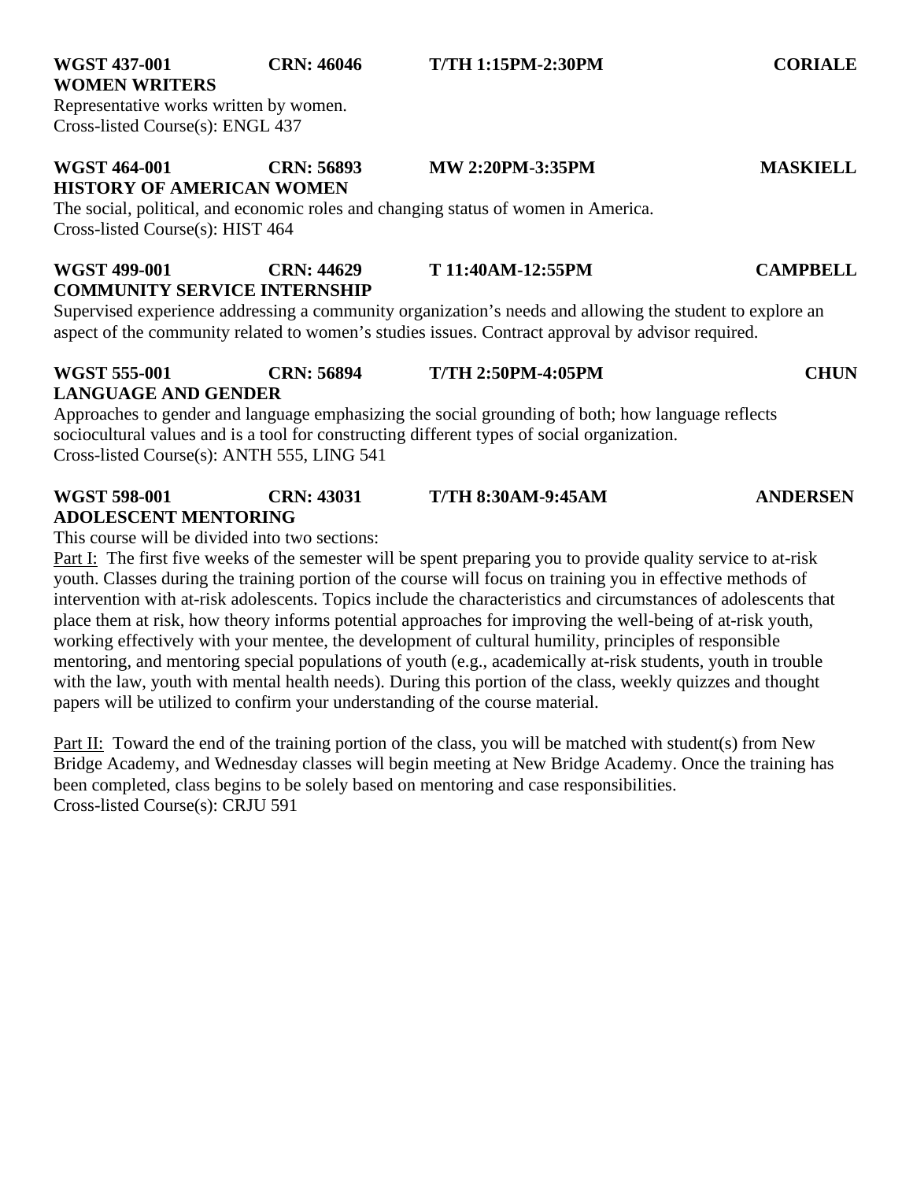**WGST 437-001 CRN: 46046 T/TH 1:15PM-2:30PM CORIALE**
**WOMEN WRITERS**

Representative works written by women.
Cross-listed Course(s): ENGL 437

**WGST 464-001 CRN: 56893 MW 2:20PM-3:35PM MASKIELL**
**HISTORY OF AMERICAN WOMEN**

The social, political, and economic roles and changing status of women in America.
Cross-listed Course(s): HIST 464

**WGST 499-001 CRN: 44629 T 11:40AM-12:55PM CAMPBELL**
**COMMUNITY SERVICE INTERNSHIP**

Supervised experience addressing a community organization's needs and allowing the student to explore an aspect of the community related to women's studies issues. Contract approval by advisor required.

**WGST 555-001 CRN: 56894 T/TH 2:50PM-4:05PM CHUN**
**LANGUAGE AND GENDER**

Approaches to gender and language emphasizing the social grounding of both; how language reflects sociocultural values and is a tool for constructing different types of social organization.
Cross-listed Course(s): ANTH 555, LING 541

**WGST 598-001 CRN: 43031 T/TH 8:30AM-9:45AM ANDERSEN**
**ADOLESCENT MENTORING**

This course will be divided into two sections:
Part I: The first five weeks of the semester will be spent preparing you to provide quality service to at-risk youth. Classes during the training portion of the course will focus on training you in effective methods of intervention with at-risk adolescents. Topics include the characteristics and circumstances of adolescents that place them at risk, how theory informs potential approaches for improving the well-being of at-risk youth, working effectively with your mentee, the development of cultural humility, principles of responsible mentoring, and mentoring special populations of youth (e.g., academically at-risk students, youth in trouble with the law, youth with mental health needs). During this portion of the class, weekly quizzes and thought papers will be utilized to confirm your understanding of the course material.

Part II: Toward the end of the training portion of the class, you will be matched with student(s) from New Bridge Academy, and Wednesday classes will begin meeting at New Bridge Academy. Once the training has been completed, class begins to be solely based on mentoring and case responsibilities.
Cross-listed Course(s): CRJU 591